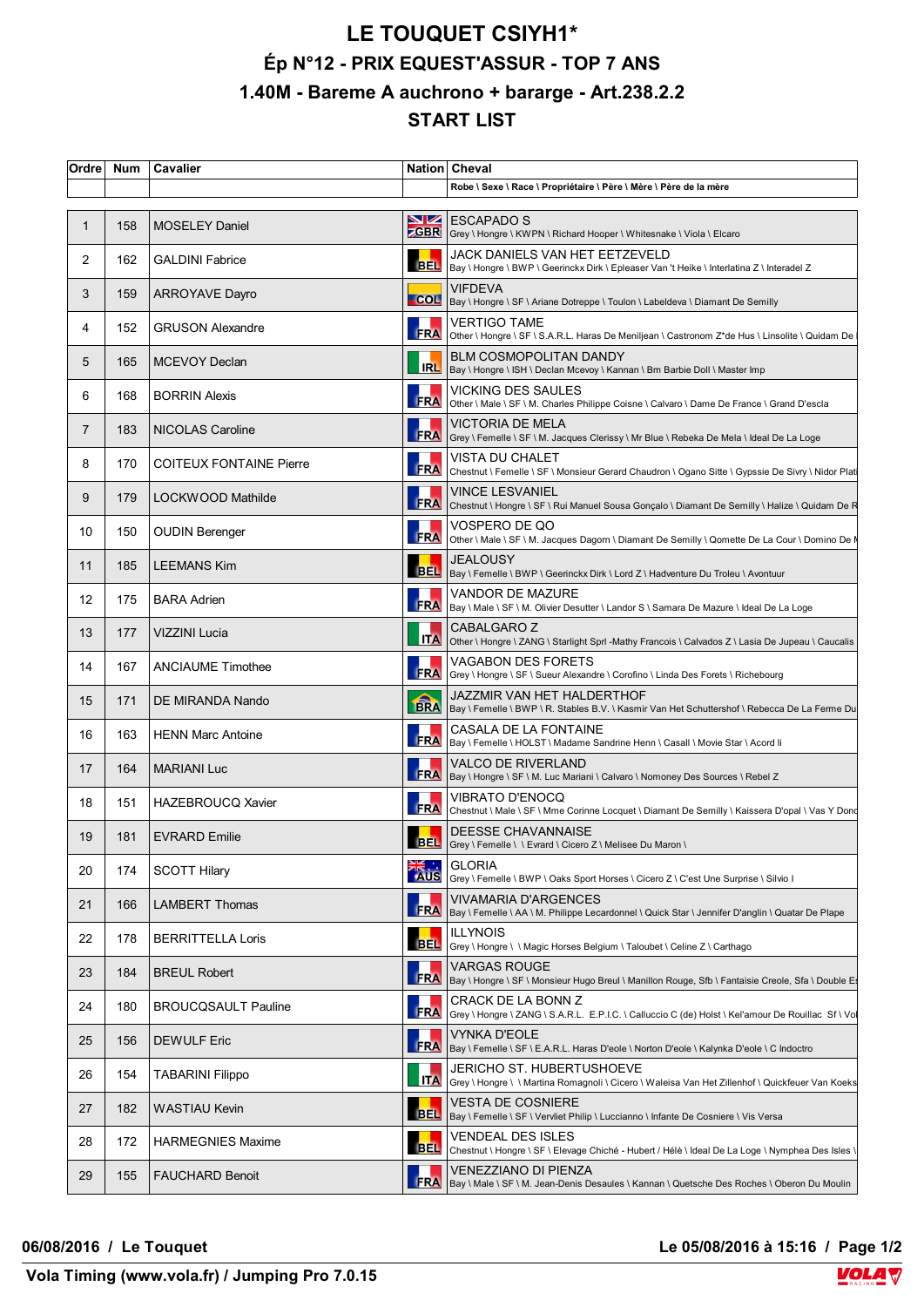# LE TOUQUET CSIYH1*

## Ép N°12 - PRIX EQUEST'ASSUR - TOP 7 ANS

## 1.40M - Bareme A auchrono + bararge - Art.238.2.2

## START LIST

| Ordre | Num | Cavalier | Nation | Cheval |
|---|---|---|---|---|
| | | | | Robe \ Sexe \ Race \ Propriétaire \ Père \ Mère \ Père de la mère |
| 1 | 158 | MOSELEY Daniel | GBR | ESCAPADO S<br>Grey \ Hongre \ KWPN \ Richard Hooper \ Whitesnake \ Viola \ Elcaro |
| 2 | 162 | GALDINI Fabrice | BEL | JACK DANIELS VAN HET EETZEVELD<br>Bay \ Hongre \ BWP \ Geerinckx Dirk \ Epleaser Van 't Heike \ Interlatina Z \ Interadel Z |
| 3 | 159 | ARROYAVE Dayro | COL | VIFDEVA<br>Bay \ Hongre \ SF \ Ariane Dotreppe \ Toulon \ Labeldeva \ Diamant De Semilly |
| 4 | 152 | GRUSON Alexandre | FRA | VERTIGO TAME<br>Other \ Hongre \ SF \ S.A.R.L. Haras De Meniljean \ Castronom Z*de Hus \ Linsolite \ Quidam De |
| 5 | 165 | MCEVOY Declan | IRL | BLM COSMOPOLITAN DANDY<br>Bay \ Hongre \ ISH \ Declan Mcevoy \ Kannan \ Bm Barbie Doll \ Master Imp |
| 6 | 168 | BORRIN Alexis | FRA | VICKING DES SAULES<br>Other \ Male \ SF \ M. Charles Philippe Coisne \ Calvaro \ Dame De France \ Grand D'escla |
| 7 | 183 | NICOLAS Caroline | FRA | VICTORIA DE MELA<br>Grey \ Femelle \ SF \ M. Jacques Clerissy \ Mr Blue \ Rebeka De Mela \ Ideal De La Loge |
| 8 | 170 | COITEUX FONTAINE Pierre | FRA | VISTA DU CHALET<br>Chestnut \ Femelle \ SF \ Monsieur Gerard Chaudron \ Ogano Sitte \ Gypssie De Sivry \ Nidor Plati |
| 9 | 179 | LOCKWOOD Mathilde | FRA | VINCE LESVANIEL<br>Chestnut \ Hongre \ SF \ Rui Manuel Sousa Gonçalo \ Diamant De Semilly \ Halize \ Quidam De R |
| 10 | 150 | OUDIN Berenger | FRA | VOSPERO DE QO<br>Other \ Male \ SF \ M. Jacques Dagorn \ Diamant De Semilly \ Qomette De La Cour \ Domino De I |
| 11 | 185 | LEEMANS Kim | BEL | JEALOUSY<br>Bay \ Femelle \ BWP \ Geerinckx Dirk \ Lord Z \ Hadventure Du Troleu \ Avontuur |
| 12 | 175 | BARA Adrien | FRA | VANDOR DE MAZURE<br>Bay \ Male \ SF \ M. Olivier Desutter \ Landor S \ Samara De Mazure \ Ideal De La Loge |
| 13 | 177 | VIZZINI Lucia | ITA | CABALGARO Z<br>Other \ Hongre \ ZANG \ Starlight Sprl -Mathy Francois \ Calvados Z \ Lasia De Jupeau \ Caucalis |
| 14 | 167 | ANCIAUME Timothee | FRA | VAGABON DES FORETS<br>Grey \ Hongre \ SF \ Sueur Alexandre \ Corofino \ Linda Des Forets \ Richebourg |
| 15 | 171 | DE MIRANDA Nando | BRA | JAZZMIR VAN HET HALDERTHOF<br>Bay \ Femelle \ BWP \ R. Stables B.V. \ Kasmir Van Het Schuttershof \ Rebecca De La Ferme Du |
| 16 | 163 | HENN Marc Antoine | FRA | CASALA DE LA FONTAINE<br>Bay \ Femelle \ HOLST \ Madame Sandrine Henn \ Casall \ Movie Star \ Acord Ii |
| 17 | 164 | MARIANI Luc | FRA | VALCO DE RIVERLAND<br>Bay \ Hongre \ SF \ M. Luc Mariani \ Calvaro \ Nomoney Des Sources \ Rebel Z |
| 18 | 151 | HAZEBROUCQ Xavier | FRA | VIBRATO D'ENOCQ<br>Chestnut \ Male \ SF \ Mme Corinne Locquet \ Diamant De Semilly \ Kaissera D'opal \ Vas Y Donc |
| 19 | 181 | EVRARD Emilie | BEL | DEESSE CHAVANNAISE<br>Grey \ Femelle \ \ Evrard \ Cicero Z \ Melisee Du Maron \ |
| 20 | 174 | SCOTT Hilary | AUS | GLORIA<br>Grey \ Femelle \ BWP \ Oaks Sport Horses \ Cicero Z \ C'est Une Surprise \ Silvio I |
| 21 | 166 | LAMBERT Thomas | FRA | VIVAMARIA D'ARGENCES<br>Bay \ Femelle \ AA \ M. Philippe Lecardonnel \ Quick Star \ Jennifer D'anglin \ Quatar De Plape |
| 22 | 178 | BERRITTELLA Loris | BEL | ILLYNOIS<br>Grey \ Hongre \ \ Magic Horses Belgium \ Taloubet \ Celine Z \ Carthago |
| 23 | 184 | BREUL Robert | FRA | VARGAS ROUGE<br>Bay \ Hongre \ SF \ Monsieur Hugo Breul \ Manillon Rouge, Sfb \ Fantaisie Creole, Sfa \ Double E |
| 24 | 180 | BROUCQSAULT Pauline | FRA | CRACK DE LA BONN Z<br>Grey \ Hongre \ ZANG \ S.A.R.L. E.P.I.C. \ Calluccio C (de) Holst \ Kel'amour De Rouillac Sf \ Vol |
| 25 | 156 | DEWULF Eric | FRA | VYNKA D'EOLE<br>Bay \ Femelle \ SF \ E.A.R.L. Haras D'eole \ Norton D'eole \ Kalynka D'eole \ C Indoctro |
| 26 | 154 | TABARINI Filippo | ITA | JERICHO ST. HUBERTUSHOEVE<br>Grey \ Hongre \ \ Martina Romagnoli \ Cicero \ Waleisa Van Het Zillenhof \ Quickfeuer Van Koeks |
| 27 | 182 | WASTIAU Kevin | BEL | VESTA DE COSNIERE<br>Bay \ Femelle \ SF \ Vervliet Philip \ Luccianno \ Infante De Cosniere \ Vis Versa |
| 28 | 172 | HARMEGNIES Maxime | BEL | VENDEAL DES ISLES<br>Chestnut \ Hongre \ SF \ Elevage Chiché - Hubert / Hélè \ Ideal De La Loge \ Nymphea Des Isles \ |
| 29 | 155 | FAUCHARD Benoit | FRA | VENEZZIANO DI PIENZA<br>Bay \ Male \ SF \ M. Jean-Denis Desaules \ Kannan \ Quetsche Des Roches \ Oberon Du Moulin |

**06/08/2016 / Le Touquet** **Le 05/08/2016 à 15:16**

**Vola Timing (www.vola.fr) / Jumping Pro 7.0.15**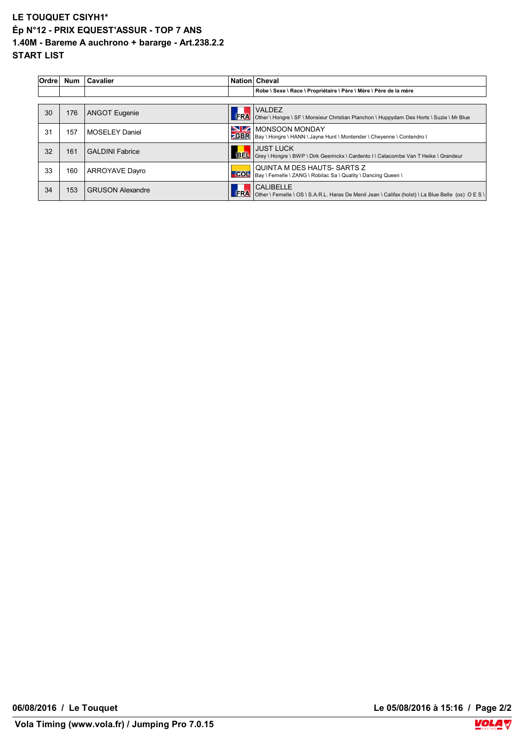**LE TOUQUET CSIYH1***

**Ép N°12 - PRIX EQUEST'ASSUR - TOP 7 ANS**

**1.40M - Bareme A auchrono + bararge - Art.238.2.2**

**START LIST**

| Ordre | Num | Cavalier | Nation | Cheval |
|---|---|---|---|---|
| | | | | Robe \ Sexe \ Race \ Propriétaire \ Père \ Mère \ Père de la mère |
| 30 | 176 | ANGOT Eugenie | FRA | VALDEZ<br>Other \ Hongre \ SF \ Monsieur Christian Planchon \ Huppydam Des Horts \ Suzie \ Mr Blue |
| 31 | 157 | MOSELEY Daniel | GBR | MONSOON MONDAY<br>Bay \ Hongre \ HANN \ Jayne Hunt \ Montender \ Cheyenne \ Contendro I |
| 32 | 161 | GALDINI Fabrice | BEL | JUST LUCK<br>Grey \ Hongre \ BWP \ Dirk Geerinckx \ Cardento I \ Catacombe Van T Heike \ Grandeur |
| 33 | 160 | ARROYAVE Dayro | COL | QUINTA M DES HAUTS- SARTS Z<br>Bay \ Femelle \ ZANG \ Robilac Sa \ Quality \ Dancing Queen \ |
| 34 | 153 | GRUSON Alexandre | FRA | CALIBELLE<br>Other \ Femelle \ OS \ S.A.R.L. Haras De Menil Jean \ Califax (holst) \ La Blue Belle (os) O E S \ |

06/08/2016 / Le Touquet — Le 05/08/2016 à 15:16

Vola Timing (www.vola.fr) / Jumping Pro 7.0.15